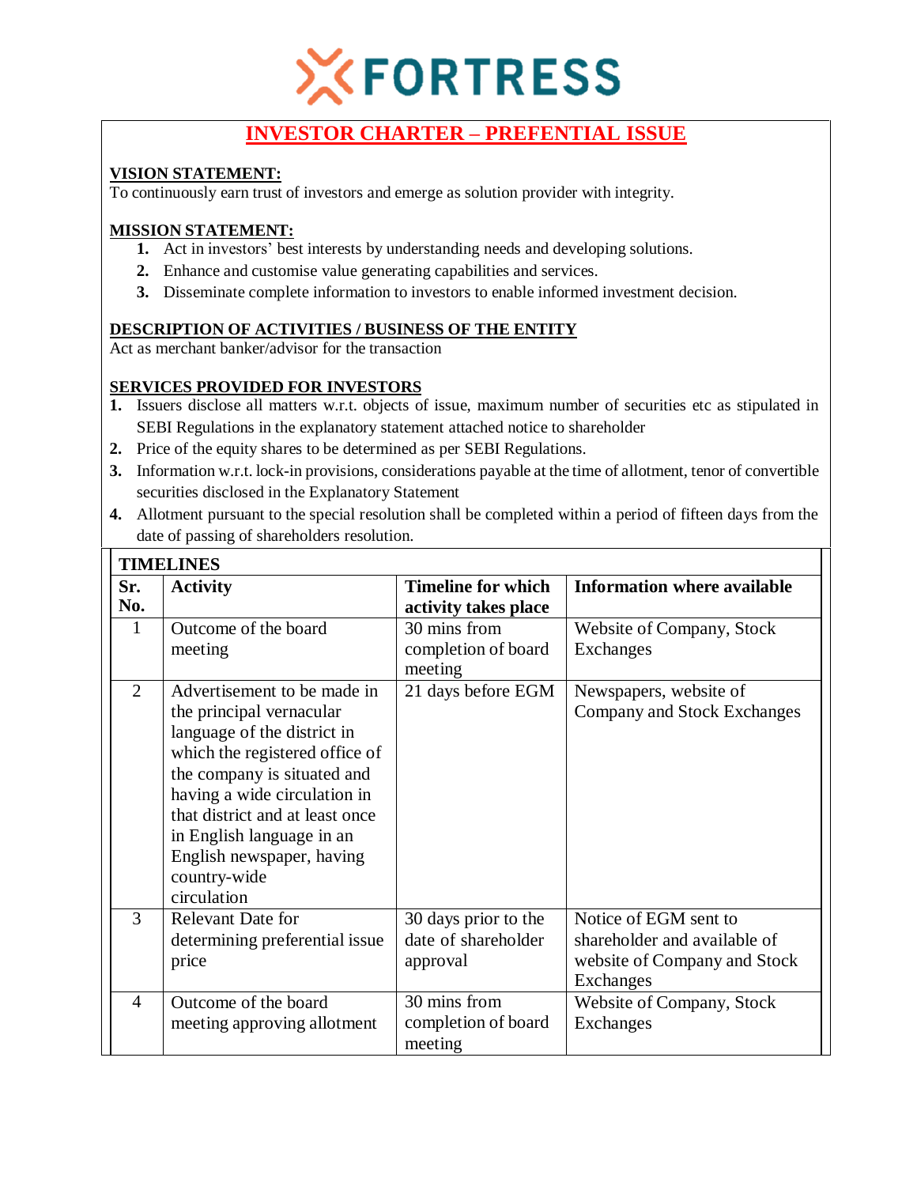FORTRESS

# INVESTOR CHARTER – PREFENTIAL ISSUE

**VISION STATEMENT:**

To continuously earn trust of investors and emerge as solution provider with integrity.

**MISSION STATEMENT:**

1. Act in investors' best interests by understanding needs and developing solutions.
2. Enhance and customise value generating capabilities and services.
3. Disseminate complete information to investors to enable informed investment decision.

**DESCRIPTION OF ACTIVITIES / BUSINESS OF THE ENTITY**

Act as merchant banker/advisor for the transaction

**SERVICES PROVIDED FOR INVESTORS**

1. Issuers disclose all matters w.r.t. objects of issue, maximum number of securities etc as stipulated in SEBI Regulations in the explanatory statement attached notice to shareholder
2. Price of the equity shares to be determined as per SEBI Regulations.
3. Information w.r.t. lock-in provisions, considerations payable at the time of allotment, tenor of convertible securities disclosed in the Explanatory Statement
4. Allotment pursuant to the special resolution shall be completed within a period of fifteen days from the date of passing of shareholders resolution.

**TIMELINES**

| Sr. No. | Activity | Timeline for which activity takes place | Information where available |
|---|---|---|---|
| 1 | Outcome of the board meeting | 30 mins from completion of board meeting | Website of Company, Stock Exchanges |
| 2 | Advertisement to be made in the principal vernacular language of the district in which the registered office of the company is situated and having a wide circulation in that district and at least once in English language in an English newspaper, having country-wide circulation | 21 days before EGM | Newspapers, website of Company and Stock Exchanges |
| 3 | Relevant Date for determining preferential issue price | 30 days prior to the date of shareholder approval | Notice of EGM sent to shareholder and available of website of Company and Stock Exchanges |
| 4 | Outcome of the board meeting approving allotment | 30 mins from completion of board meeting | Website of Company, Stock Exchanges |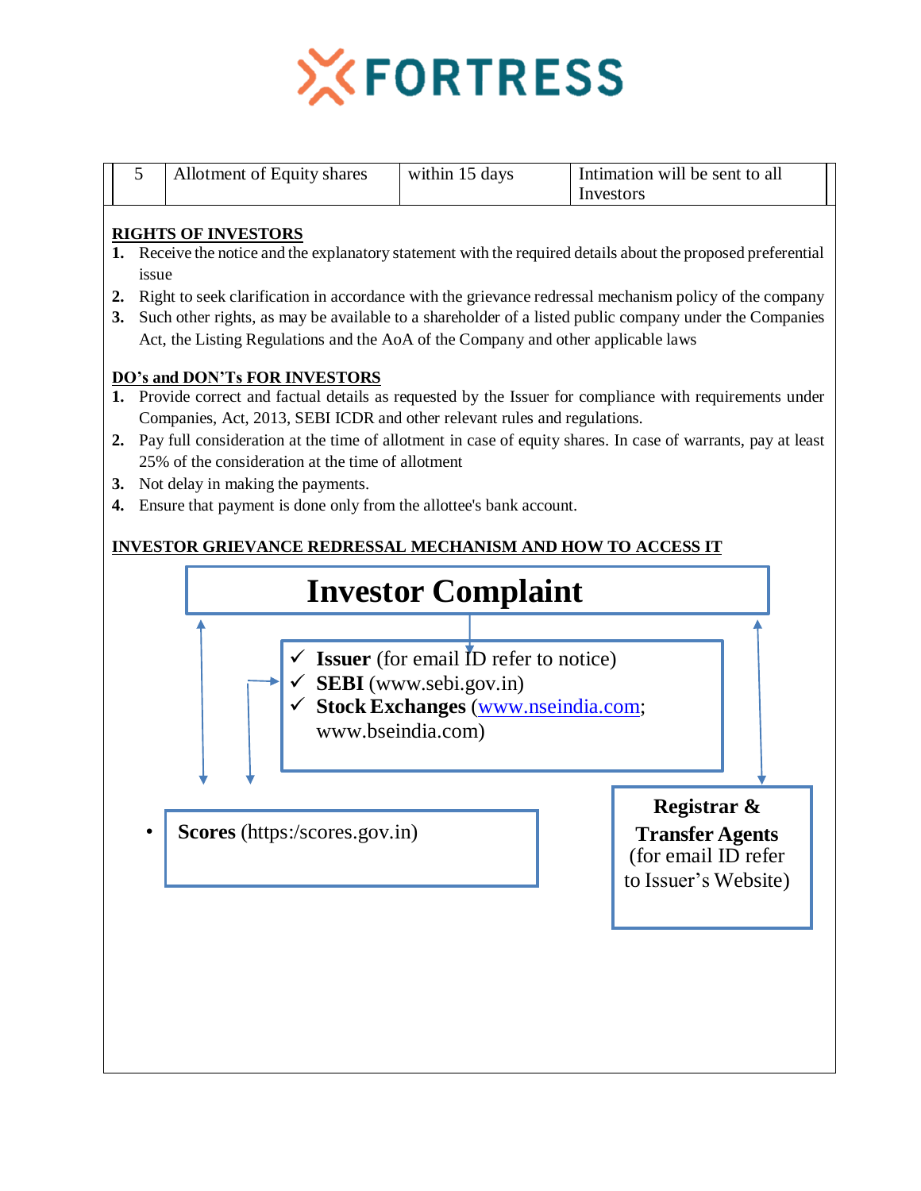| 5 | Allotment of Equity shares | within 15 days | Intimation will be sent to all Investors |
|---|---|---|---|

**RIGHTS OF INVESTORS**

1. Receive the notice and the explanatory statement with the required details about the proposed preferential issue
2. Right to seek clarification in accordance with the grievance redressal mechanism policy of the company
3. Such other rights, as may be available to a shareholder of a listed public company under the Companies Act, the Listing Regulations and the AoA of the Company and other applicable laws

**DO's and DON'Ts FOR INVESTORS**

1. Provide correct and factual details as requested by the Issuer for compliance with requirements under Companies, Act, 2013, SEBI ICDR and other relevant rules and regulations.
2. Pay full consideration at the time of allotment in case of equity shares. In case of warrants, pay at least 25% of the consideration at the time of allotment
3. Not delay in making the payments.
4. Ensure that payment is done only from the allottee's bank account.

**INVESTOR GRIEVANCE REDRESSAL MECHANISM AND HOW TO ACCESS IT**

**Investor Complaint**

- ✓ **Issuer** (for email ID refer to notice)
- ✓ **SEBI** (www.sebi.gov.in)
- ✓ **Stock Exchanges** (www.nseindia.com; www.bseindia.com)

- **Scores** (https:/scores.gov.in)

**Registrar & Transfer Agents** (for email ID refer to Issuer's Website)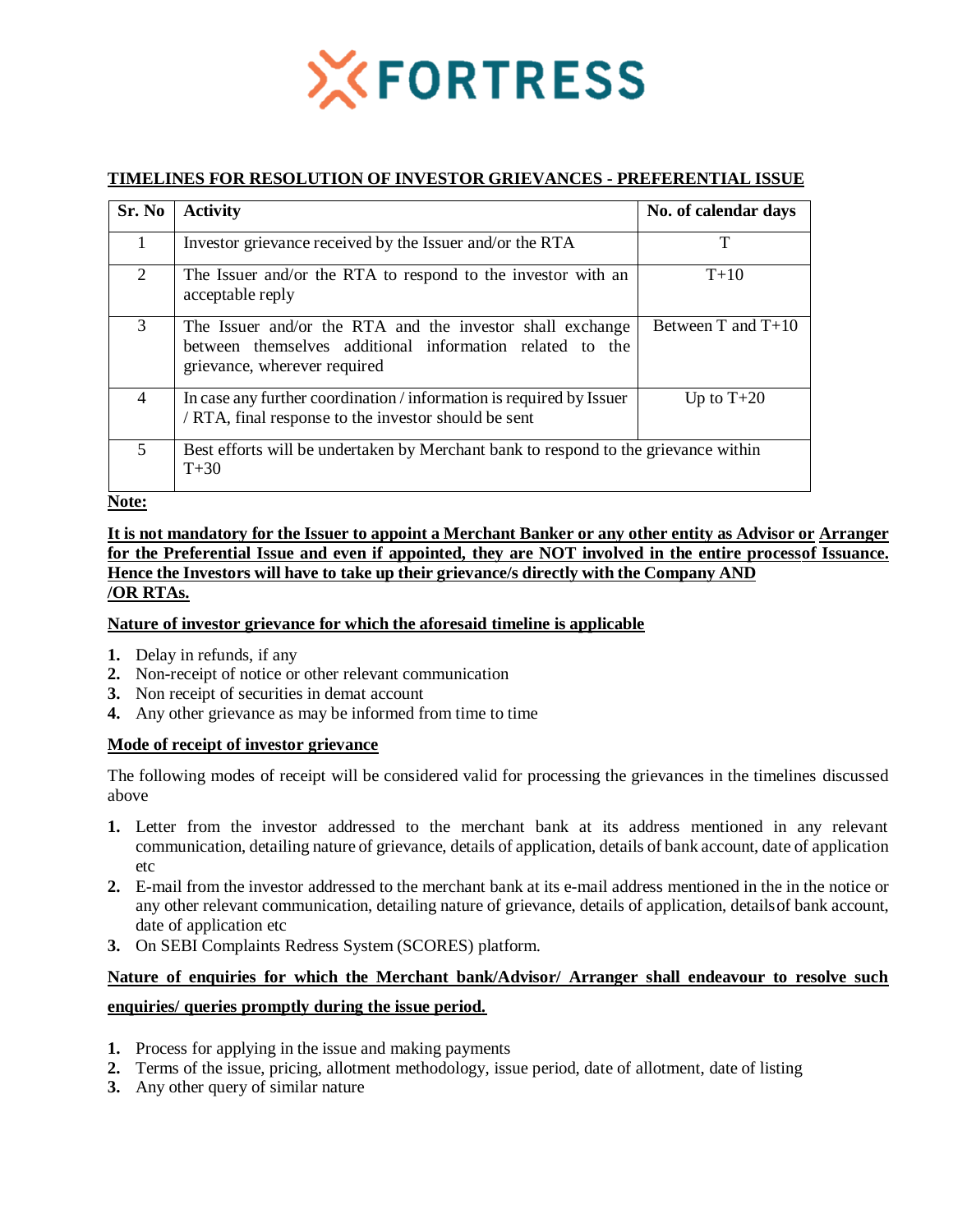FORTRESS

## TIMELINES FOR RESOLUTION OF INVESTOR GRIEVANCES - PREFERENTIAL ISSUE

| Sr. No | Activity | No. of calendar days |
|---|---|---|
| 1 | Investor grievance received by the Issuer and/or the RTA | T |
| 2 | The Issuer and/or the RTA to respond to the investor with an acceptable reply | T+10 |
| 3 | The Issuer and/or the RTA and the investor shall exchange between themselves additional information related to the grievance, wherever required | Between T and T+10 |
| 4 | In case any further coordination / information is required by Issuer / RTA, final response to the investor should be sent | Up to T+20 |
| 5 | Best efforts will be undertaken by Merchant bank to respond to the grievance within T+30 | |

**Note:**

**It is not mandatory for the Issuer to appoint a Merchant Banker or any other entity as Advisor or Arranger for the Preferential Issue and even if appointed, they are NOT involved in the entire process of Issuance. Hence the Investors will have to take up their grievance/s directly with the Company AND /OR RTAs.**

**Nature of investor grievance for which the aforesaid timeline is applicable**

1. Delay in refunds, if any
2. Non-receipt of notice or other relevant communication
3. Non receipt of securities in demat account
4. Any other grievance as may be informed from time to time

**Mode of receipt of investor grievance**

The following modes of receipt will be considered valid for processing the grievances in the timelines discussed above

1. Letter from the investor addressed to the merchant bank at its address mentioned in any relevant communication, detailing nature of grievance, details of application, details of bank account, date of application etc
2. E-mail from the investor addressed to the merchant bank at its e-mail address mentioned in the in the notice or any other relevant communication, detailing nature of grievance, details of application, details of bank account, date of application etc
3. On SEBI Complaints Redress System (SCORES) platform.

**Nature of enquiries for which the Merchant bank/Advisor/ Arranger shall endeavour to resolve such enquiries/ queries promptly during the issue period.**

1. Process for applying in the issue and making payments
2. Terms of the issue, pricing, allotment methodology, issue period, date of allotment, date of listing
3. Any other query of similar nature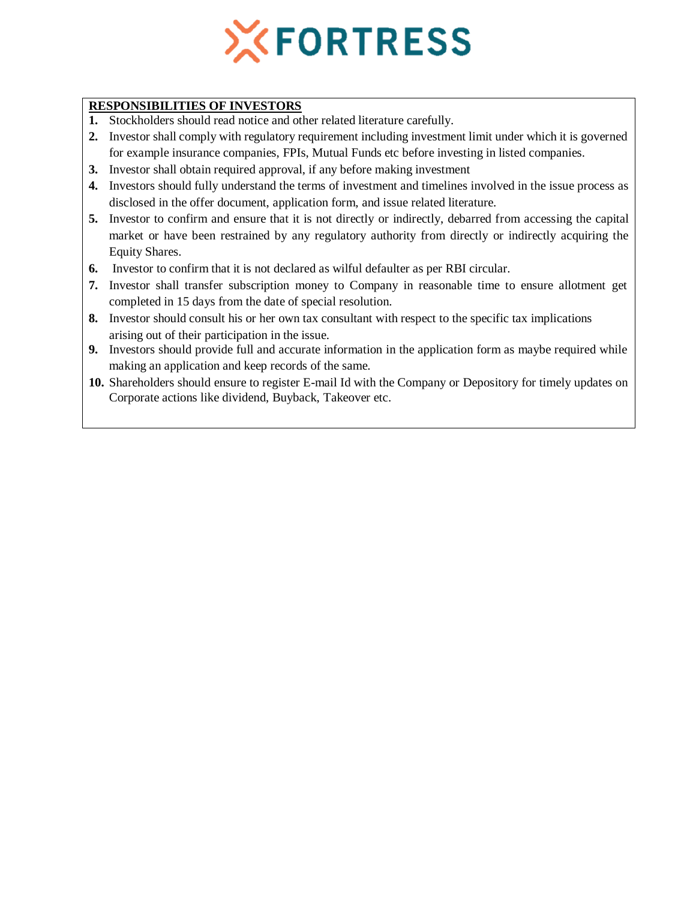FORTRESS

**RESPONSIBILITIES OF INVESTORS**

1. Stockholders should read notice and other related literature carefully.
2. Investor shall comply with regulatory requirement including investment limit under which it is governed for example insurance companies, FPIs, Mutual Funds etc before investing in listed companies.
3. Investor shall obtain required approval, if any before making investment
4. Investors should fully understand the terms of investment and timelines involved in the issue process as disclosed in the offer document, application form, and issue related literature.
5. Investor to confirm and ensure that it is not directly or indirectly, debarred from accessing the capital market or have been restrained by any regulatory authority from directly or indirectly acquiring the Equity Shares.
6. Investor to confirm that it is not declared as wilful defaulter as per RBI circular.
7. Investor shall transfer subscription money to Company in reasonable time to ensure allotment get completed in 15 days from the date of special resolution.
8. Investor should consult his or her own tax consultant with respect to the specific tax implications arising out of their participation in the issue.
9. Investors should provide full and accurate information in the application form as maybe required while making an application and keep records of the same.
10. Shareholders should ensure to register E-mail Id with the Company or Depository for timely updates on Corporate actions like dividend, Buyback, Takeover etc.